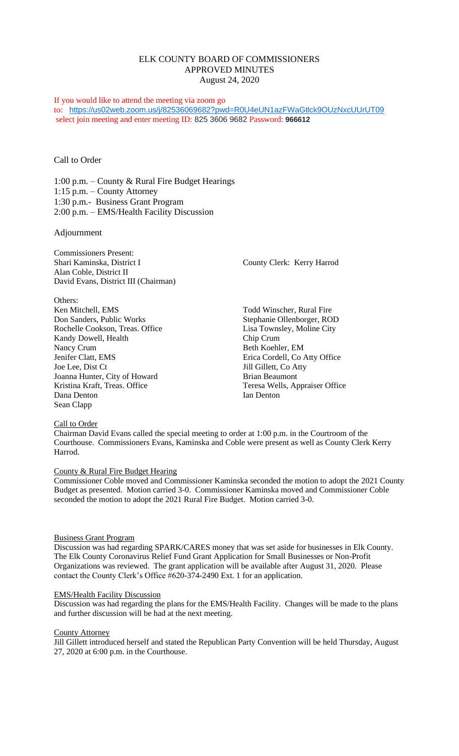# ELK COUNTY BOARD OF COMMISSIONERS
## APPROVED MINUTES
### August 24, 2020

If you would like to attend the meeting via zoom go to: https://us02web.zoom.us/j/82536069682?pwd=R0U4eUN1azFWaGtlck9OUzNxcUUrUT09 select join meeting and enter meeting ID: 825 3606 9682 Password: **966612**

Call to Order

1:00 p.m. – County & Rural Fire Budget Hearings
1:15 p.m. – County Attorney
1:30 p.m.- Business Grant Program
2:00 p.m. – EMS/Health Facility Discussion

Adjournment

Commissioners Present:
Shari Kaminska, District I
Alan Coble, District II
David Evans, District III (Chairman)

County Clerk: Kerry Harrod

Others:

| | |
|---|---|
| Ken Mitchell, EMS | Todd Winscher, Rural Fire |
| Don Sanders, Public Works | Stephanie Ollenborger, ROD |
| Rochelle Cookson, Treas. Office | Lisa Townsley, Moline City |
| Kandy Dowell, Health | Chip Crum |
| Nancy Crum | Beth Koehler, EM |
| Jenifer Clatt, EMS | Erica Cordell, Co Atty Office |
| Joe Lee, Dist Ct | Jill Gillett, Co Atty |
| Joanna Hunter, City of Howard | Brian Beaumont |
| Kristina Kraft, Treas. Office | Teresa Wells, Appraiser Office |
| Dana Denton | Ian Denton |
| Sean Clapp | |

Call to Order
Chairman David Evans called the special meeting to order at 1:00 p.m. in the Courtroom of the Courthouse. Commissioners Evans, Kaminska and Coble were present as well as County Clerk Kerry Harrod.

County & Rural Fire Budget Hearing
Commissioner Coble moved and Commissioner Kaminska seconded the motion to adopt the 2021 County Budget as presented. Motion carried 3-0. Commissioner Kaminska moved and Commissioner Coble seconded the motion to adopt the 2021 Rural Fire Budget. Motion carried 3-0.

Business Grant Program
Discussion was had regarding SPARK/CARES money that was set aside for businesses in Elk County. The Elk County Coronavirus Relief Fund Grant Application for Small Businesses or Non-Profit Organizations was reviewed. The grant application will be available after August 31, 2020. Please contact the County Clerk's Office #620-374-2490 Ext. 1 for an application.

EMS/Health Facility Discussion
Discussion was had regarding the plans for the EMS/Health Facility. Changes will be made to the plans and further discussion will be had at the next meeting.

County Attorney
Jill Gillett introduced herself and stated the Republican Party Convention will be held Thursday, August 27, 2020 at 6:00 p.m. in the Courthouse.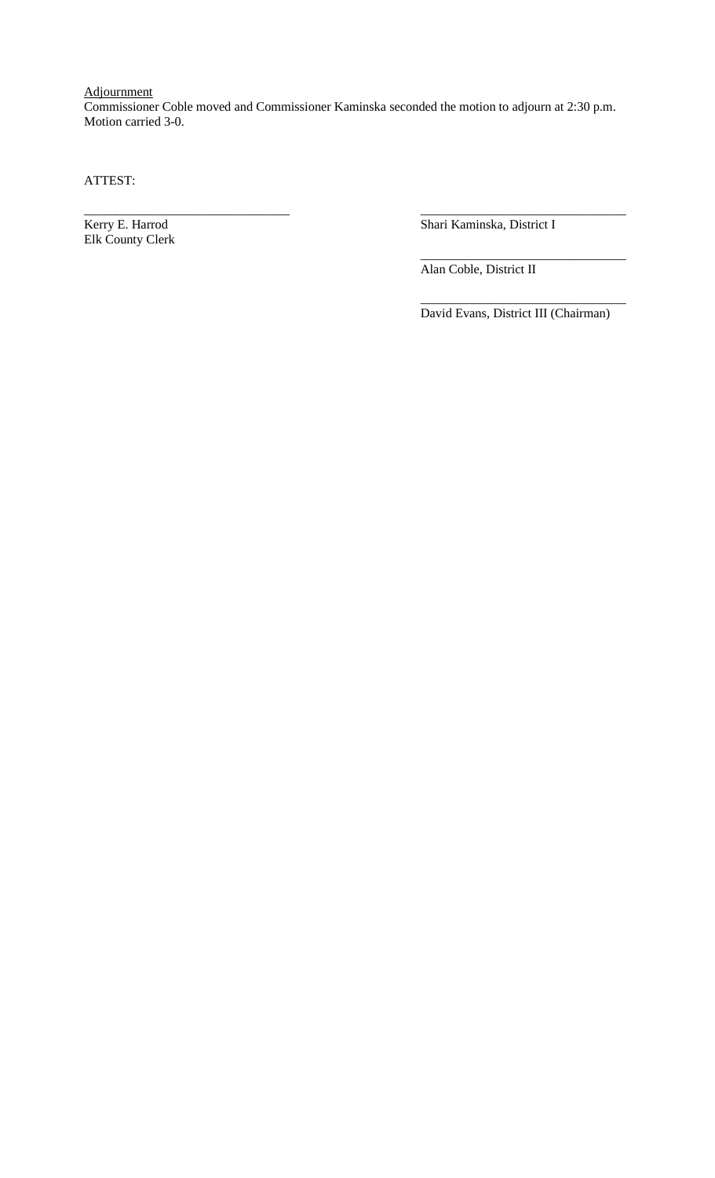<u>Adjournment</u>
Commissioner Coble moved and Commissioner Kaminska seconded the motion to adjourn at 2:30 p.m. Motion carried 3-0.

ATTEST:

________________________________
Kerry E. Harrod
Elk County Clerk

________________________________
Shari Kaminska, District I

________________________________
Alan Coble, District II

________________________________
David Evans, District III (Chairman)